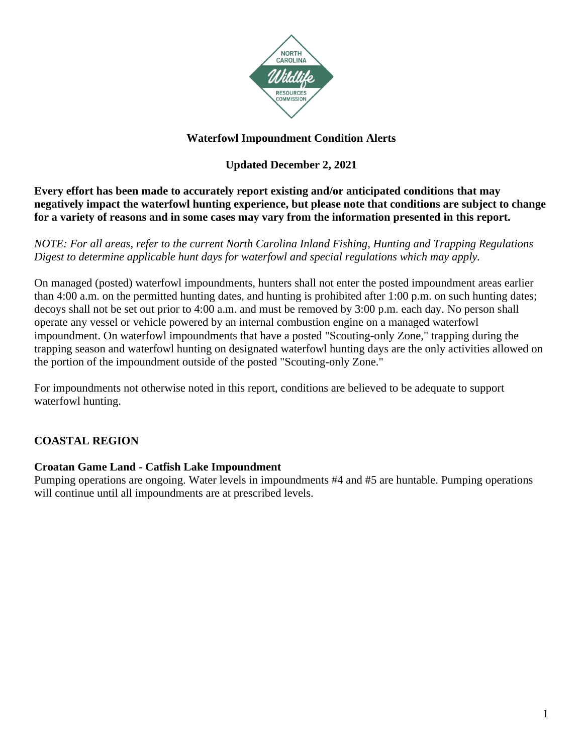# Waterfowl Impoundment Condition Alerts

**Updated December 2, 2021**

**Every effort has been made to accurately report existing and/or anticipated conditions that may negatively impact the waterfowl hunting experience, but please note that conditions are subject to change for a variety of reasons and in some cases may vary from the information presented in this report.**

*NOTE: For all areas, refer to the current North Carolina Inland Fishing, Hunting and Trapping Regulations Digest to determine applicable hunt days for waterfowl and special regulations which may apply.*

On managed (posted) waterfowl impoundments, hunters shall not enter the posted impoundment areas earlier than 4:00 a.m. on the permitted hunting dates, and hunting is prohibited after 1:00 p.m. on such hunting dates; decoys shall not be set out prior to 4:00 a.m. and must be removed by 3:00 p.m. each day. No person shall operate any vessel or vehicle powered by an internal combustion engine on a managed waterfowl impoundment. On waterfowl impoundments that have a posted "Scouting-only Zone," trapping during the trapping season and waterfowl hunting on designated waterfowl hunting days are the only activities allowed on the portion of the impoundment outside of the posted "Scouting-only Zone."

For impoundments not otherwise noted in this report, conditions are believed to be adequate to support waterfowl hunting.

## COASTAL REGION

### Croatan Game Land - Catfish Lake Impoundment

Pumping operations are ongoing. Water levels in impoundments #4 and #5 are huntable. Pumping operations will continue until all impoundments are at prescribed levels.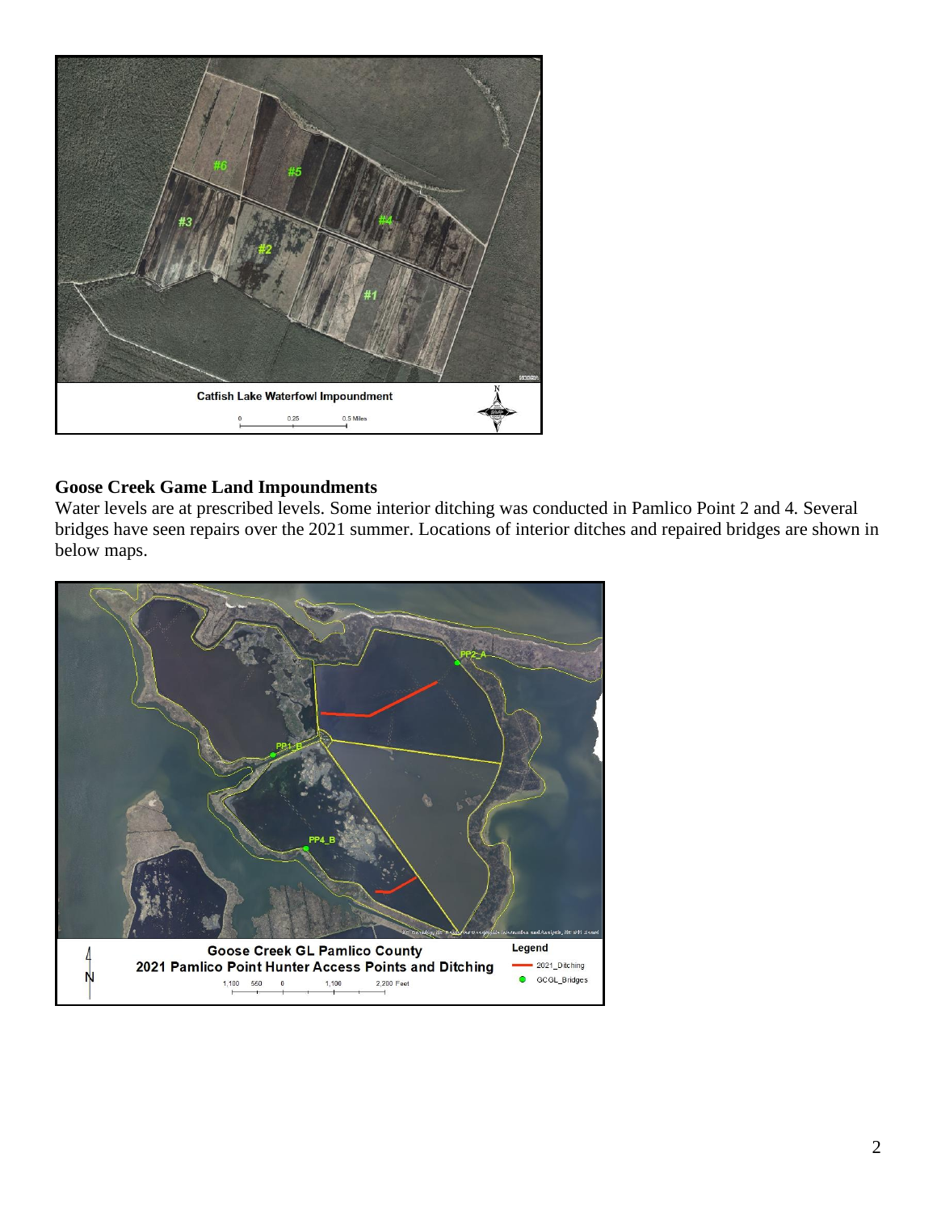## Goose Creek Game Land Impoundments

Water levels are at prescribed levels. Some interior ditching was conducted in Pamlico Point 2 and 4. Several bridges have seen repairs over the 2021 summer. Locations of interior ditches and repaired bridges are shown in below maps.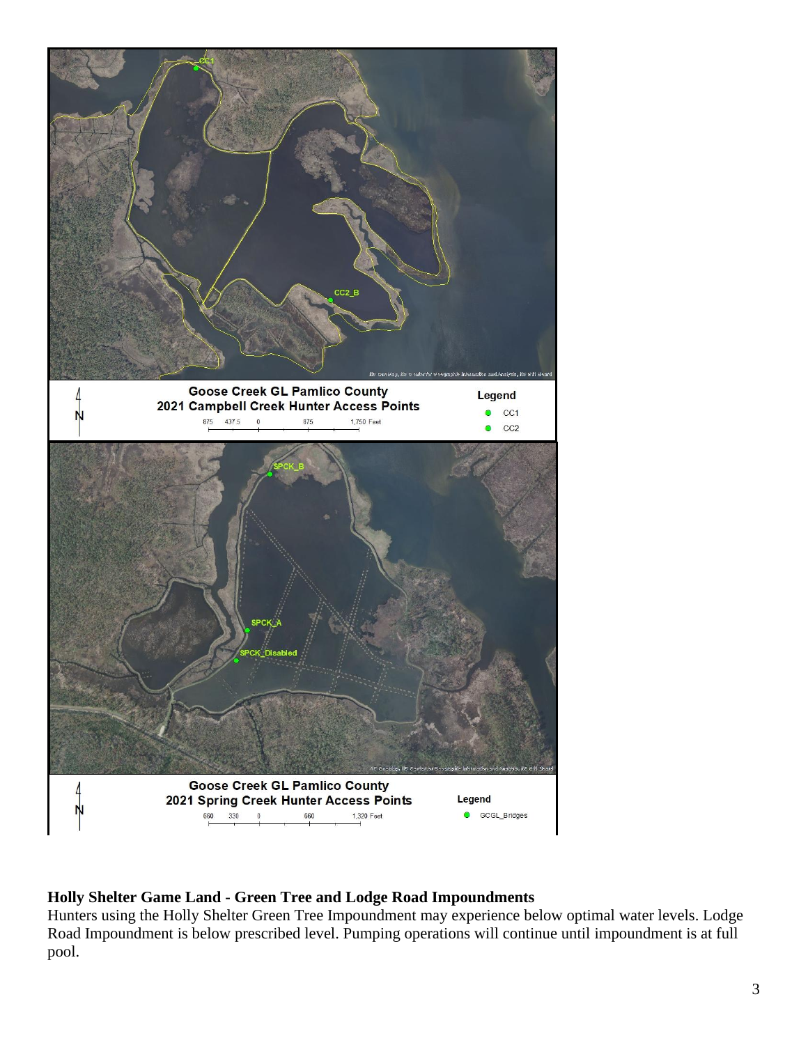Goose Creek GL Pamlico County
2021 Campbell Creek Hunter Access Points

875 437.5 0 875 1,750 Feet

Legend
- CC1
- CC2

Goose Creek GL Pamlico County
2021 Spring Creek Hunter Access Points

660 330 0 660 1,320 Feet

Legend
- GCGL_Bridges

**Holly Shelter Game Land - Green Tree and Lodge Road Impoundments**

Hunters using the Holly Shelter Green Tree Impoundment may experience below optimal water levels. Lodge Road Impoundment is below prescribed level. Pumping operations will continue until impoundment is at full pool.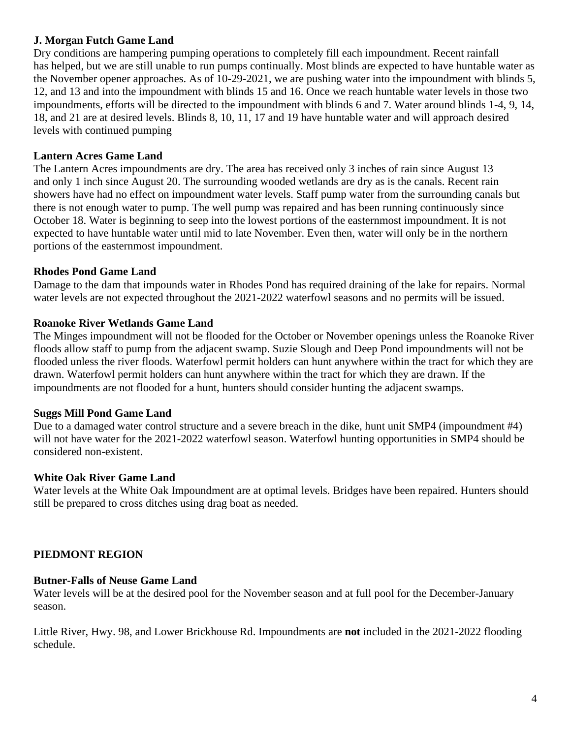**J. Morgan Futch Game Land**

Dry conditions are hampering pumping operations to completely fill each impoundment. Recent rainfall has helped, but we are still unable to run pumps continually. Most blinds are expected to have huntable water as the November opener approaches. As of 10-29-2021, we are pushing water into the impoundment with blinds 5, 12, and 13 and into the impoundment with blinds 15 and 16. Once we reach huntable water levels in those two impoundments, efforts will be directed to the impoundment with blinds 6 and 7. Water around blinds 1-4, 9, 14, 18, and 21 are at desired levels. Blinds 8, 10, 11, 17 and 19 have huntable water and will approach desired levels with continued pumping

**Lantern Acres Game Land**

The Lantern Acres impoundments are dry. The area has received only 3 inches of rain since August 13 and only 1 inch since August 20. The surrounding wooded wetlands are dry as is the canals. Recent rain showers have had no effect on impoundment water levels. Staff pump water from the surrounding canals but there is not enough water to pump. The well pump was repaired and has been running continuously since October 18. Water is beginning to seep into the lowest portions of the easternmost impoundment. It is not expected to have huntable water until mid to late November. Even then, water will only be in the northern portions of the easternmost impoundment.

**Rhodes Pond Game Land**

Damage to the dam that impounds water in Rhodes Pond has required draining of the lake for repairs. Normal water levels are not expected throughout the 2021-2022 waterfowl seasons and no permits will be issued.

**Roanoke River Wetlands Game Land**

The Minges impoundment will not be flooded for the October or November openings unless the Roanoke River floods allow staff to pump from the adjacent swamp. Suzie Slough and Deep Pond impoundments will not be flooded unless the river floods. Waterfowl permit holders can hunt anywhere within the tract for which they are drawn. Waterfowl permit holders can hunt anywhere within the tract for which they are drawn. If the impoundments are not flooded for a hunt, hunters should consider hunting the adjacent swamps.

**Suggs Mill Pond Game Land**

Due to a damaged water control structure and a severe breach in the dike, hunt unit SMP4 (impoundment #4) will not have water for the 2021-2022 waterfowl season. Waterfowl hunting opportunities in SMP4 should be considered non-existent.

**White Oak River Game Land**

Water levels at the White Oak Impoundment are at optimal levels. Bridges have been repaired. Hunters should still be prepared to cross ditches using drag boat as needed.

## PIEDMONT REGION

**Butner-Falls of Neuse Game Land**

Water levels will be at the desired pool for the November season and at full pool for the December-January season.

Little River, Hwy. 98, and Lower Brickhouse Rd. Impoundments are **not** included in the 2021-2022 flooding schedule.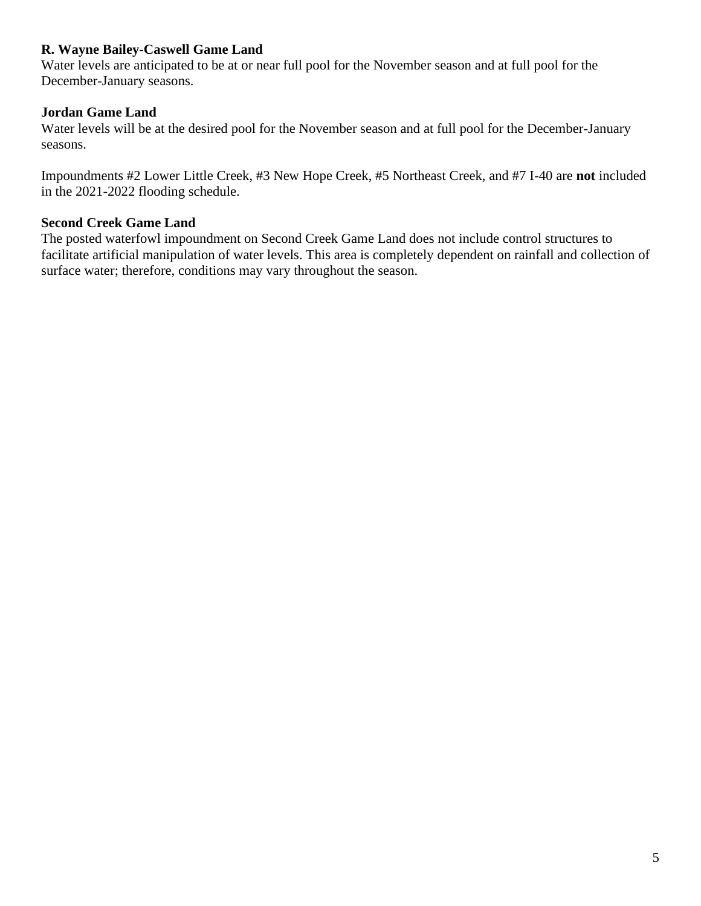**R. Wayne Bailey-Caswell Game Land**

Water levels are anticipated to be at or near full pool for the November season and at full pool for the December-January seasons.

**Jordan Game Land**

Water levels will be at the desired pool for the November season and at full pool for the December-January seasons.

Impoundments #2 Lower Little Creek, #3 New Hope Creek, #5 Northeast Creek, and #7 I-40 are **not** included in the 2021-2022 flooding schedule.

**Second Creek Game Land**

The posted waterfowl impoundment on Second Creek Game Land does not include control structures to facilitate artificial manipulation of water levels. This area is completely dependent on rainfall and collection of surface water; therefore, conditions may vary throughout the season.